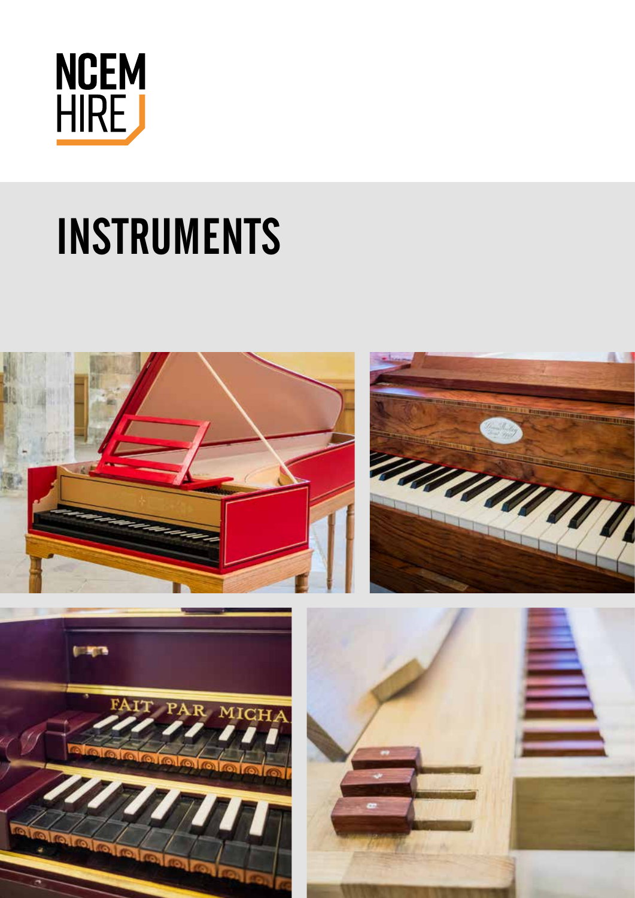NCEM HIRE

# INSTRUMENTS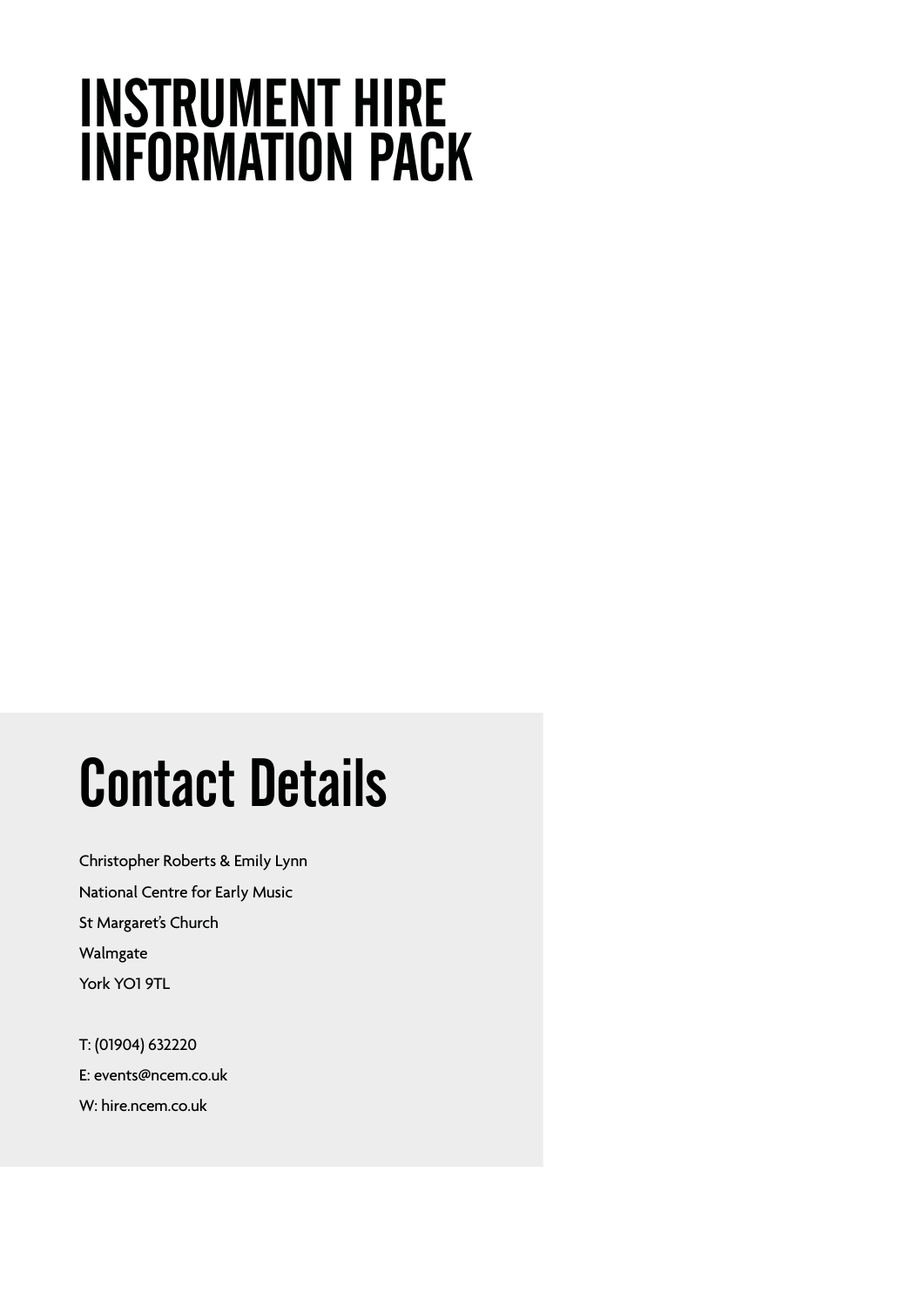# INSTRUMENT HIRE INFORMATION PACK

## Contact Details

Christopher Roberts & Emily Lynn

National Centre for Early Music

St Margaret's Church

Walmgate

York YO1 9TL

T: (01904) 632220

E: events@ncem.co.uk

W: hire.ncem.co.uk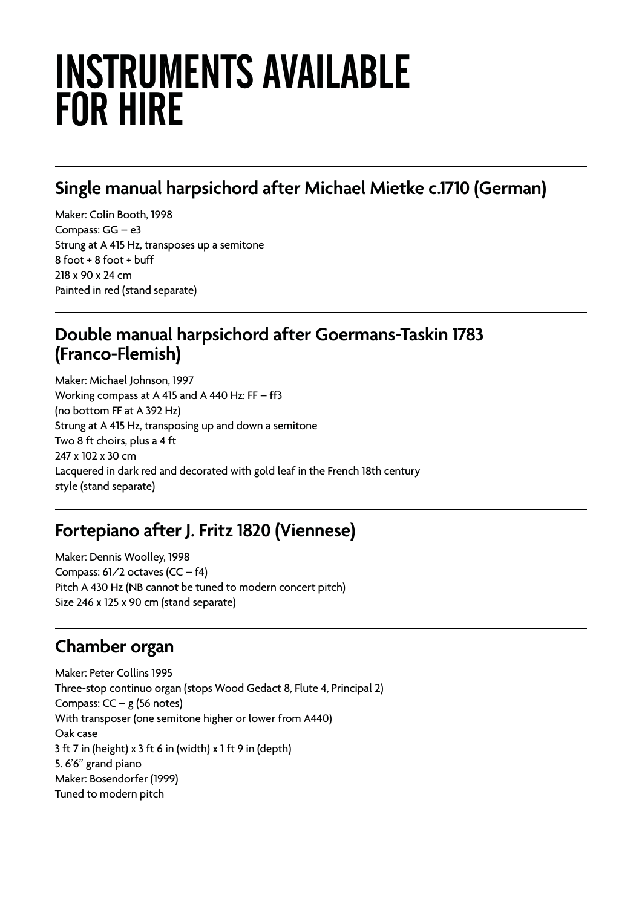# INSTRUMENTS AVAILABLE FOR HIRE

## Single manual harpsichord after Michael Mietke c.1710 (German)

Maker: Colin Booth, 1998
Compass: GG – e3
Strung at A 415 Hz, transposes up a semitone
8 foot + 8 foot + buff
218 x 90 x 24 cm
Painted in red (stand separate)

## Double manual harpsichord after Goermans-Taskin 1783 (Franco-Flemish)

Maker: Michael Johnson, 1997
Working compass at A 415 and A 440 Hz: FF – ff3
(no bottom FF at A 392 Hz)
Strung at A 415 Hz, transposing up and down a semitone
Two 8 ft choirs, plus a 4 ft
247 x 102 x 30 cm
Lacquered in dark red and decorated with gold leaf in the French 18th century style (stand separate)

## Fortepiano after J. Fritz 1820 (Viennese)

Maker: Dennis Woolley, 1998
Compass: 61⁄2 octaves (CC – f4)
Pitch A 430 Hz (NB cannot be tuned to modern concert pitch)
Size 246 x 125 x 90 cm (stand separate)

## Chamber organ

Maker: Peter Collins 1995
Three-stop continuo organ (stops Wood Gedact 8, Flute 4, Principal 2)
Compass: CC – g (56 notes)
With transposer (one semitone higher or lower from A440)
Oak case
3 ft 7 in (height) x 3 ft 6 in (width) x 1 ft 9 in (depth)
5. 6'6" grand piano
Maker: Bosendorfer (1999)
Tuned to modern pitch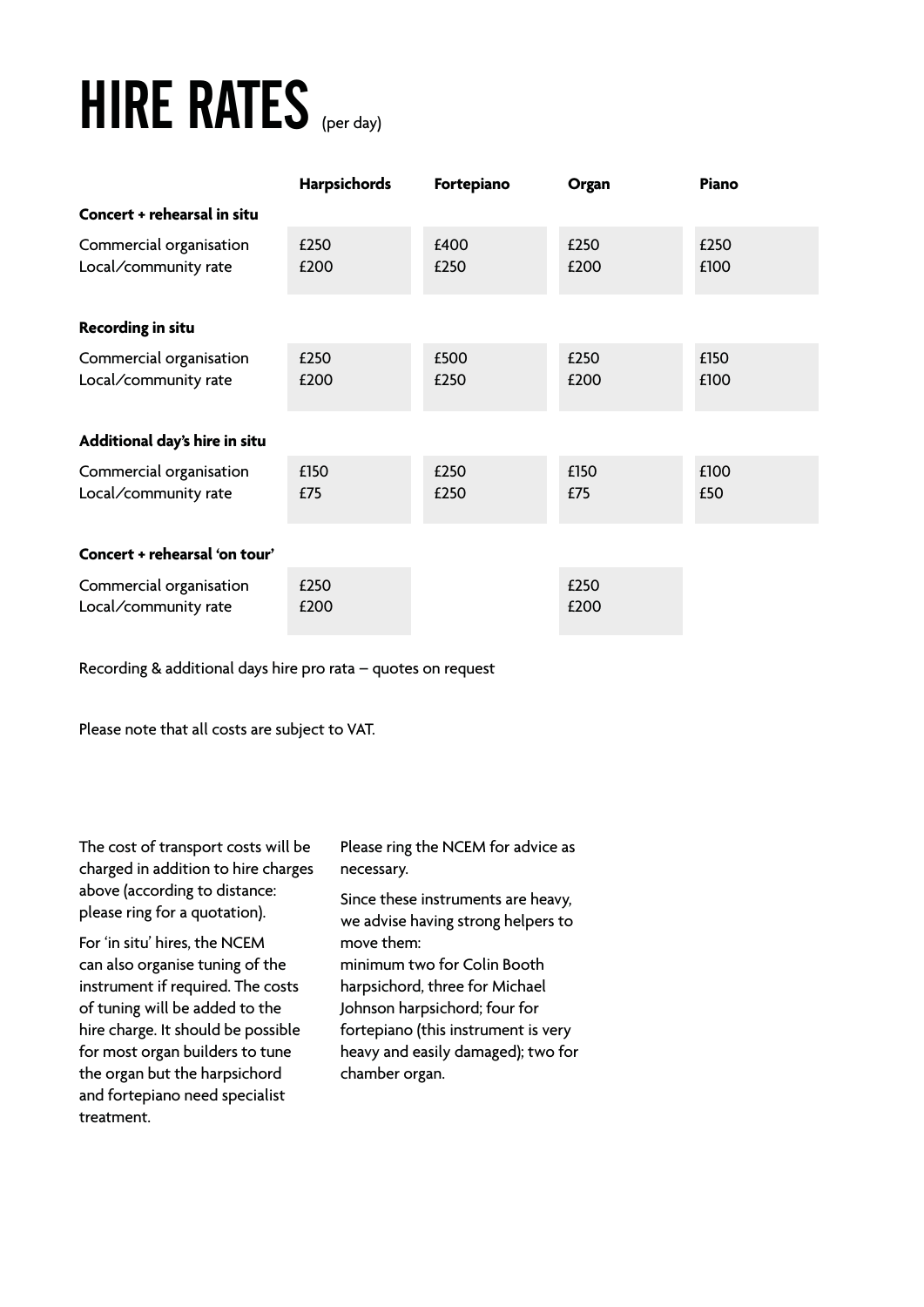# HIRE RATES (per day)

| | Harpsichords | Fortepiano | Organ | Piano |
|---|---|---|---|---|
| **Concert + rehearsal in situ** | | | | |
| Commercial organisation | £250 | £400 | £250 | £250 |
| Local/community rate | £200 | £250 | £200 | £100 |
| **Recording in situ** | | | | |
| Commercial organisation | £250 | £500 | £250 | £150 |
| Local/community rate | £200 | £250 | £200 | £100 |
| **Additional day's hire in situ** | | | | |
| Commercial organisation | £150 | £250 | £150 | £100 |
| Local/community rate | £75 | £250 | £75 | £50 |
| **Concert + rehearsal 'on tour'** | | | | |
| Commercial organisation | £250 | | £250 | |
| Local/community rate | £200 | | £200 | |

Recording & additional days hire pro rata – quotes on request

Please note that all costs are subject to VAT.

The cost of transport costs will be charged in addition to hire charges above (according to distance: please ring for a quotation).

For 'in situ' hires, the NCEM can also organise tuning of the instrument if required. The costs of tuning will be added to the hire charge. It should be possible for most organ builders to tune the organ but the harpsichord and fortepiano need specialist treatment.

Please ring the NCEM for advice as necessary.

Since these instruments are heavy, we advise having strong helpers to move them:
minimum two for Colin Booth harpsichord, three for Michael Johnson harpsichord; four for fortepiano (this instrument is very heavy and easily damaged); two for chamber organ.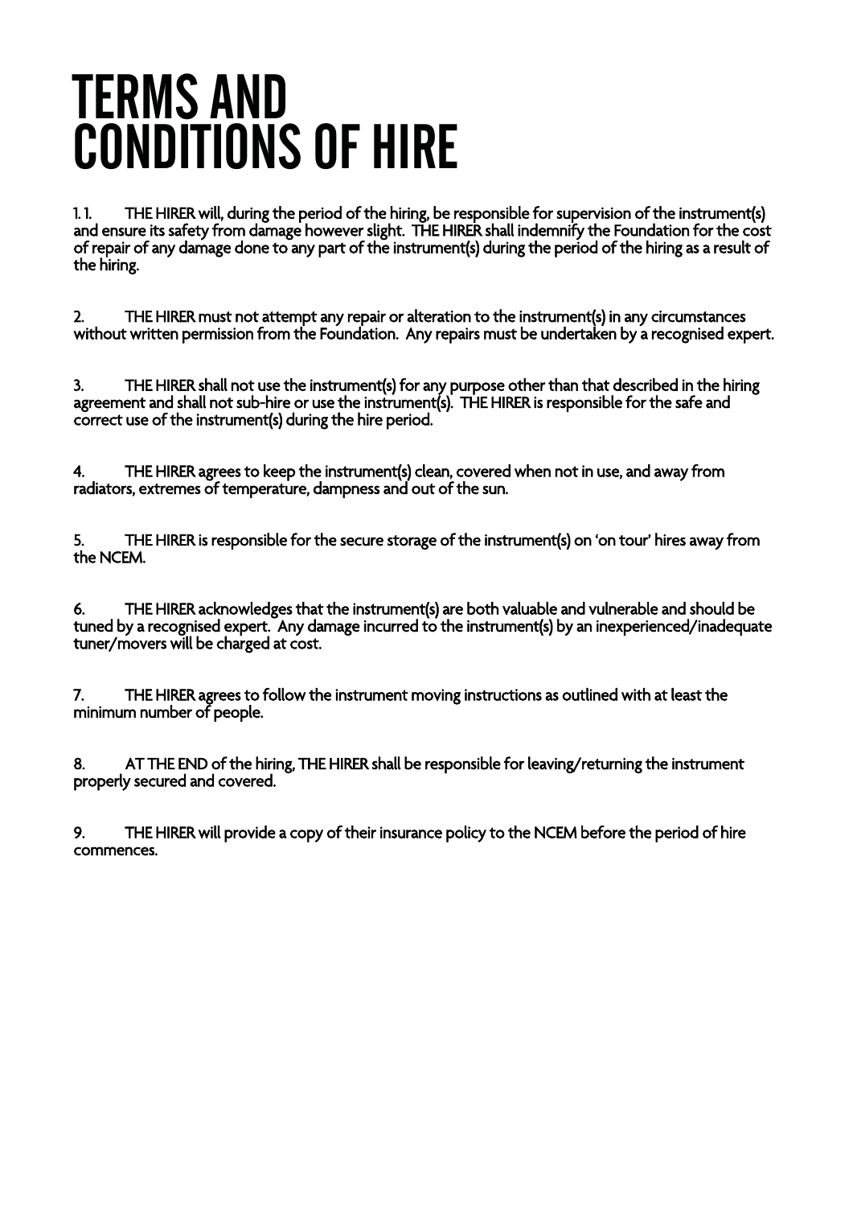# TERMS AND CONDITIONS OF HIRE

1. 1. THE HIRER will, during the period of the hiring, be responsible for supervision of the instrument(s) and ensure its safety from damage however slight. THE HIRER shall indemnify the Foundation for the cost of repair of any damage done to any part of the instrument(s) during the period of the hiring as a result of the hiring.

2. THE HIRER must not attempt any repair or alteration to the instrument(s) in any circumstances without written permission from the Foundation. Any repairs must be undertaken by a recognised expert.

3. THE HIRER shall not use the instrument(s) for any purpose other than that described in the hiring agreement and shall not sub-hire or use the instrument(s). THE HIRER is responsible for the safe and correct use of the instrument(s) during the hire period.

4. THE HIRER agrees to keep the instrument(s) clean, covered when not in use, and away from radiators, extremes of temperature, dampness and out of the sun.

5. THE HIRER is responsible for the secure storage of the instrument(s) on 'on tour' hires away from the NCEM.

6. THE HIRER acknowledges that the instrument(s) are both valuable and vulnerable and should be tuned by a recognised expert. Any damage incurred to the instrument(s) by an inexperienced/inadequate tuner/movers will be charged at cost.

7. THE HIRER agrees to follow the instrument moving instructions as outlined with at least the minimum number of people.

8. AT THE END of the hiring, THE HIRER shall be responsible for leaving/returning the instrument properly secured and covered.

9. THE HIRER will provide a copy of their insurance policy to the NCEM before the period of hire commences.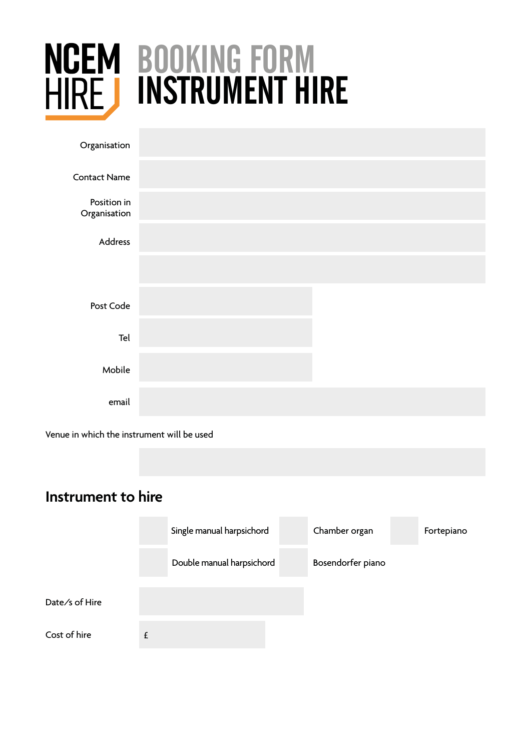# NCEM HIRE BOOKING FORM INSTRUMENT HIRE

Organisation

Contact Name

Position in Organisation

Address

Post Code

Tel

Mobile

email

Venue in which the instrument will be used

## Instrument to hire

- Single manual harpsichord
- Chamber organ
- Fortepiano
- Double manual harpsichord
- Bosendorfer piano

Date/s of Hire

Cost of hire £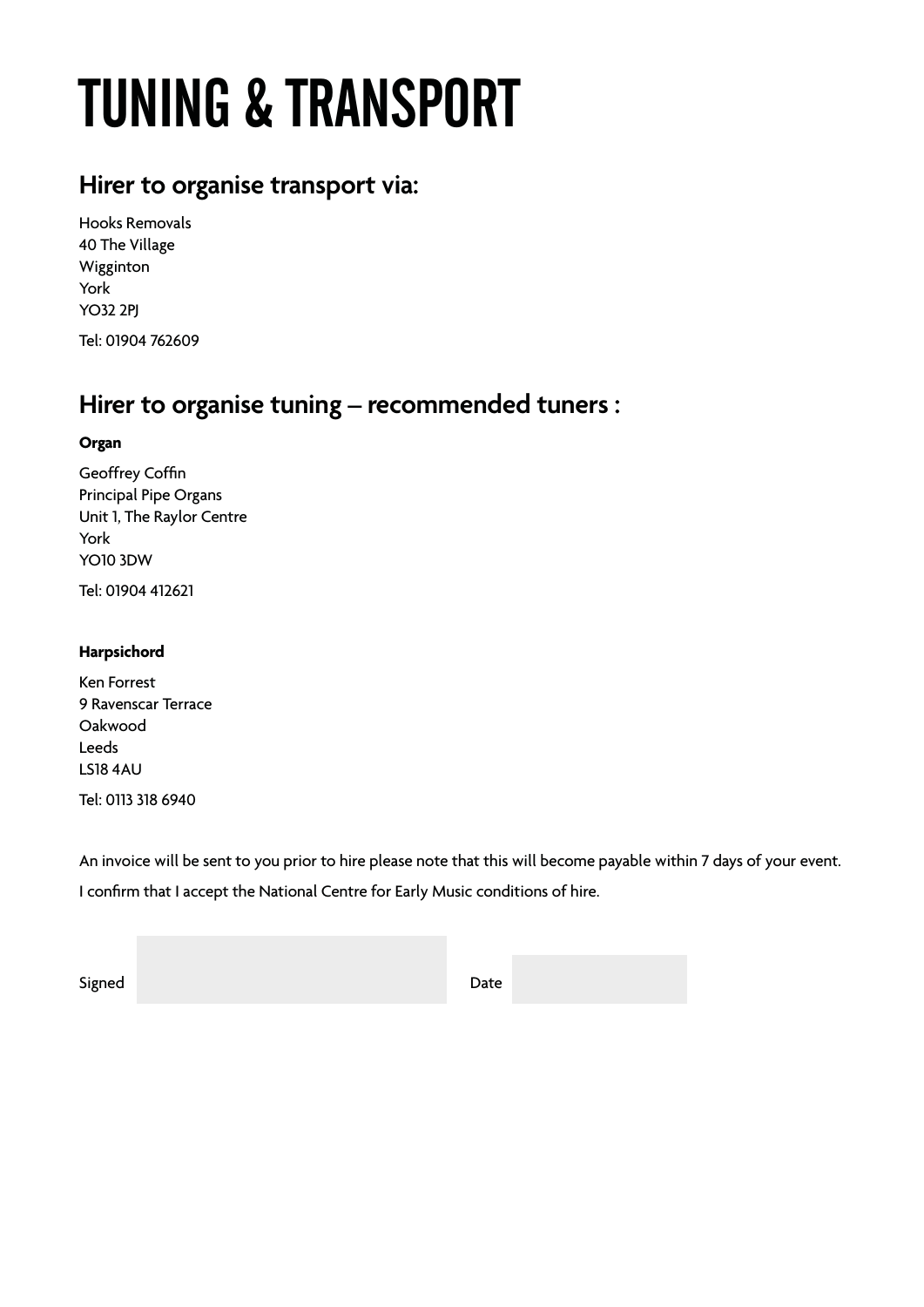# TUNING & TRANSPORT

## Hirer to organise transport via:

Hooks Removals
40 The Village
Wigginton
York
YO32 2PJ

Tel: 01904 762609

## Hirer to organise tuning – recommended tuners :

**Organ**

Geoffrey Coffin
Principal Pipe Organs
Unit 1, The Raylor Centre
York
YO10 3DW

Tel: 01904 412621

**Harpsichord**

Ken Forrest
9 Ravenscar Terrace
Oakwood
Leeds
LS18 4AU

Tel: 0113 318 6940

An invoice will be sent to you prior to hire please note that this will become payable within 7 days of your event.

I confirm that I accept the National Centre for Early Music conditions of hire.

Signed

Date